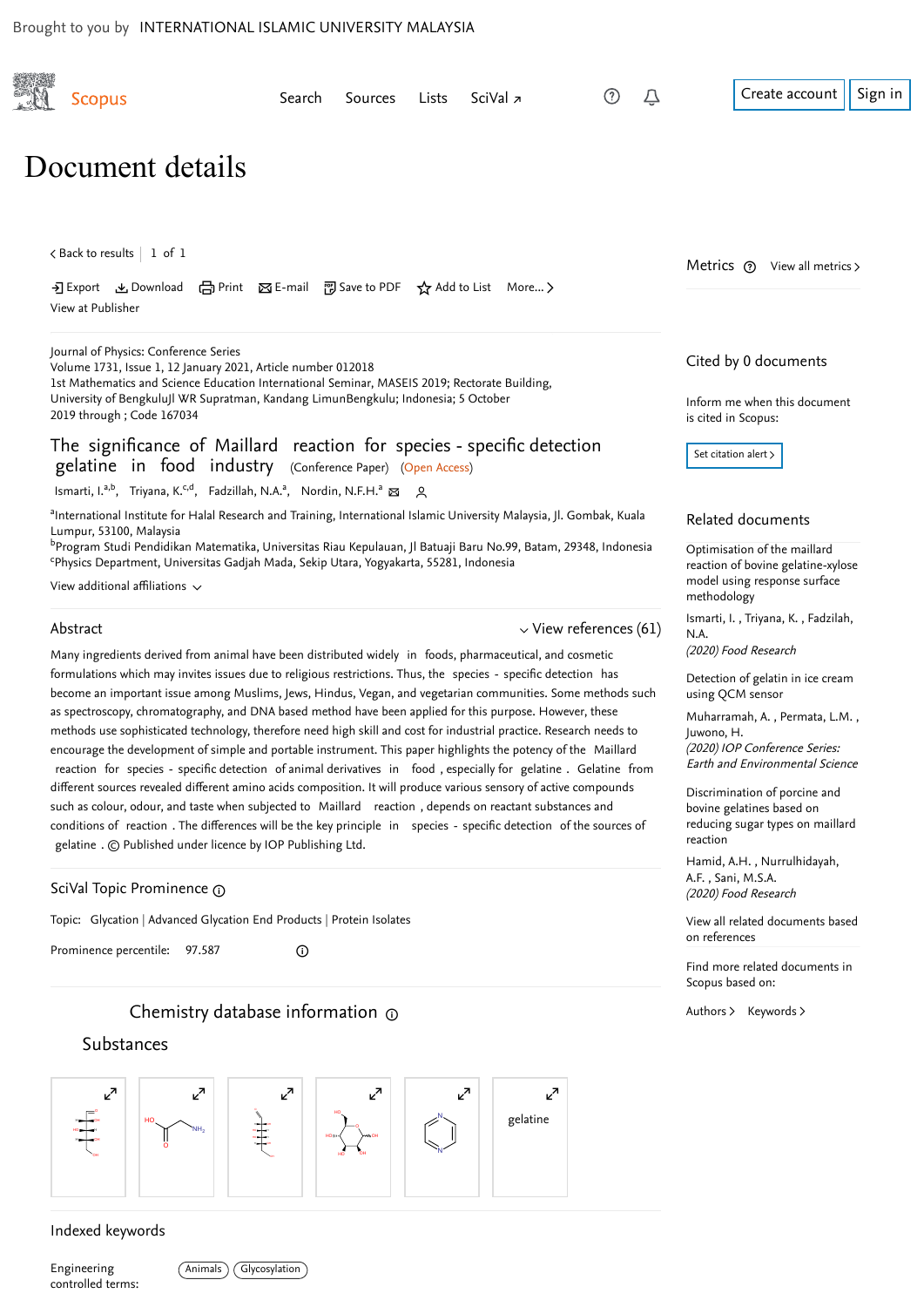Brought to you by INTERNATIONAL ISLAMIC UNIVERSITY MALAYSIA

Scopus | Search | Sources | Lists | SciVal ↗ | Create account | Sign in

# Document details

< Back to results | 1 of 1

Export | Download | Print | E-mail | Save to PDF | Add to List | More... >
View at Publisher

Journal of Physics: Conference Series
Volume 1731, Issue 1, 12 January 2021, Article number 012018
1st Mathematics and Science Education International Seminar, MASEIS 2019; Rectorate Building, University of BengkuluJl WR Supratman, Kandang LimunBengkulu; Indonesia; 5 October 2019 through ; Code 167034

## The significance of Maillard reaction for species - specific detection gelatine in food industry (Conference Paper) (Open Access)

Ismarti, I.[a,b], Triyana, K.[c,d], Fadzillah, N.A.[a], Nordin, N.F.H.[a]

[a]International Institute for Halal Research and Training, International Islamic University Malaysia, Jl. Gombak, Kuala Lumpur, 53100, Malaysia
[b]Program Studi Pendidikan Matematika, Universitas Riau Kepulauan, Jl Batuaji Baru No.99, Batam, 29348, Indonesia
[c]Physics Department, Universitas Gadjah Mada, Sekip Utara, Yogyakarta, 55281, Indonesia

View additional affiliations

### Abstract

View references (61)

Many ingredients derived from animal have been distributed widely in foods, pharmaceutical, and cosmetic formulations which may invites issues due to religious restrictions. Thus, the species - specific detection has become an important issue among Muslims, Jews, Hindus, Vegan, and vegetarian communities. Some methods such as spectroscopy, chromatography, and DNA based method have been applied for this purpose. However, these methods use sophisticated technology, therefore need high skill and cost for industrial practice. Research needs to encourage the development of simple and portable instrument. This paper highlights the potency of the Maillard reaction for species - specific detection of animal derivatives in food , especially for gelatine . Gelatine from different sources revealed different amino acids composition. It will produce various sensory of active compounds such as colour, odour, and taste when subjected to Maillard reaction , depends on reactant substances and conditions of reaction . The differences will be the key principle in species - specific detection of the sources of gelatine . © Published under licence by IOP Publishing Ltd.

### SciVal Topic Prominence

Topic: Glycation | Advanced Glycation End Products | Protein Isolates

Prominence percentile: 97.587

### Chemistry database information

#### Substances

gelatine

### Indexed keywords

Engineering controlled terms: Animals | Glycosylation

---

### Metrics

View all metrics >

### Cited by 0 documents

Inform me when this document is cited in Scopus:

Set citation alert >

### Related documents

Optimisation of the maillard reaction of bovine gelatine-xylose model using response surface methodology
Ismarti, I. , Triyana, K. , Fadzilah, N.A.
*(2020) Food Research*

Detection of gelatin in ice cream using QCM sensor
Muharramah, A. , Permata, L.M. , Juwono, H.
*(2020) IOP Conference Series: Earth and Environmental Science*

Discrimination of porcine and bovine gelatines based on reducing sugar types on maillard reaction
Hamid, A.H. , Nurrulhidayah, A.F. , Sani, M.S.A.
*(2020) Food Research*

View all related documents based on references

Find more related documents in Scopus based on:

Authors > Keywords >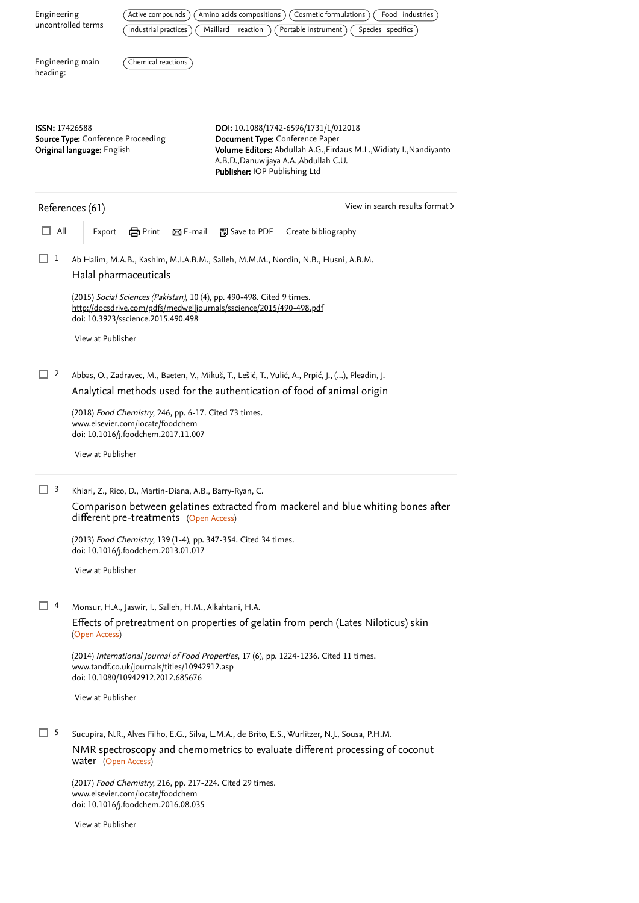Engineering uncontrolled terms: Active compounds, Amino acids compositions, Cosmetic formulations, Food industries, Industrial practices, Maillard reaction, Portable instrument, Species specifics

Engineering main heading: Chemical reactions

**ISSN:** 17426588
**Source Type:** Conference Proceeding
**Original language:** English

**DOI:** 10.1088/1742-6596/1731/1/012018
**Document Type:** Conference Paper
**Volume Editors:** Abdullah A.G.,Firdaus M.L.,Widiaty I.,Nandiyanto A.B.D.,Danuwijaya A.A.,Abdullah C.U.
**Publisher:** IOP Publishing Ltd

## References (61)

View in search results format >

All Export Print E-mail Save to PDF Create bibliography

1 Ab Halim, M.A.B., Kashim, M.I.A.B.M., Salleh, M.M.M., Nordin, N.B., Husni, A.B.M.

Halal pharmaceuticals

(2015) *Social Sciences (Pakistan)*, 10 (4), pp. 490-498. Cited 9 times.
http://docsdrive.com/pdfs/medwelljournals/sscience/2015/490-498.pdf
doi: 10.3923/sscience.2015.490.498

View at Publisher

2 Abbas, O., Zadravec, M., Baeten, V., Mikuš, T., Lešić, T., Vulić, A., Prpić, J., (...), Pleadin, J.

Analytical methods used for the authentication of food of animal origin

(2018) *Food Chemistry*, 246, pp. 6-17. Cited 73 times.
www.elsevier.com/locate/foodchem
doi: 10.1016/j.foodchem.2017.11.007

View at Publisher

3 Khiari, Z., Rico, D., Martin-Diana, A.B., Barry-Ryan, C.

Comparison between gelatines extracted from mackerel and blue whiting bones after different pre-treatments (Open Access)

(2013) *Food Chemistry*, 139 (1-4), pp. 347-354. Cited 34 times.
doi: 10.1016/j.foodchem.2013.01.017

View at Publisher

4 Monsur, H.A., Jaswir, I., Salleh, H.M., Alkahtani, H.A.

Effects of pretreatment on properties of gelatin from perch (Lates Niloticus) skin (Open Access)

(2014) *International Journal of Food Properties*, 17 (6), pp. 1224-1236. Cited 11 times.
www.tandf.co.uk/journals/titles/10942912.asp
doi: 10.1080/10942912.2012.685676

View at Publisher

5 Sucupira, N.R., Alves Filho, E.G., Silva, L.M.A., de Brito, E.S., Wurlitzer, N.J., Sousa, P.H.M.

NMR spectroscopy and chemometrics to evaluate different processing of coconut water (Open Access)

(2017) *Food Chemistry*, 216, pp. 217-224. Cited 29 times.
www.elsevier.com/locate/foodchem
doi: 10.1016/j.foodchem.2016.08.035

View at Publisher